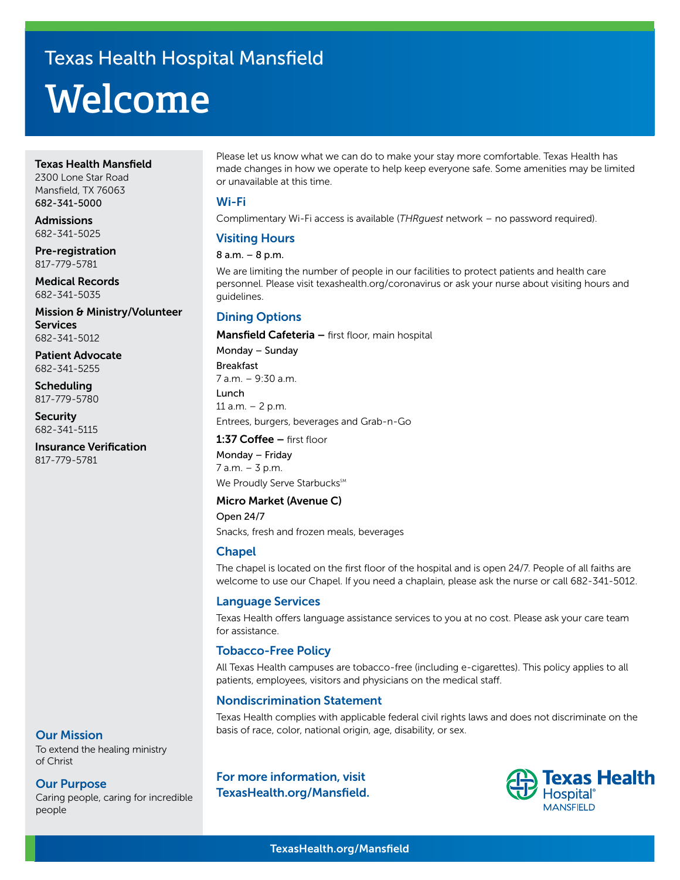Texas Health Hospital Mansfield

# Welcome

**Texas Health Mansfield**
2300 Lone Star Road
Mansfield, TX 76063
**682-341-5000**

**Admissions**
682-341-5025

**Pre-registration**
817-779-5781

**Medical Records**
682-341-5035

**Mission & Ministry/Volunteer Services**
682-341-5012

**Patient Advocate**
682-341-5255

**Scheduling**
817-779-5780

**Security**
682-341-5115

**Insurance Verification**
817-779-5781

## Our Mission

To extend the healing ministry of Christ

## Our Purpose

Caring people, caring for incredible people

Please let us know what we can do to make your stay more comfortable. Texas Health has made changes in how we operate to help keep everyone safe. Some amenities may be limited or unavailable at this time.

## Wi-Fi

Complimentary Wi-Fi access is available (*THRguest* network – no password required).

## Visiting Hours

8 a.m. – 8 p.m.

We are limiting the number of people in our facilities to protect patients and health care personnel. Please visit texashealth.org/coronavirus or ask your nurse about visiting hours and guidelines.

## Dining Options

**Mansfield Cafeteria –** first floor, main hospital

Monday – Sunday

Breakfast
7 a.m. – 9:30 a.m.

Lunch
11 a.m. – 2 p.m.

Entrees, burgers, beverages and Grab-n-Go

**1:37 Coffee –** first floor

Monday – Friday
7 a.m. – 3 p.m.

We Proudly Serve Starbucks℠

**Micro Market (Avenue C)**

Open 24/7

Snacks, fresh and frozen meals, beverages

## Chapel

The chapel is located on the first floor of the hospital and is open 24/7. People of all faiths are welcome to use our Chapel. If you need a chaplain, please ask the nurse or call 682-341-5012.

## Language Services

Texas Health offers language assistance services to you at no cost. Please ask your care team for assistance.

## Tobacco-Free Policy

All Texas Health campuses are tobacco-free (including e-cigarettes). This policy applies to all patients, employees, visitors and physicians on the medical staff.

## Nondiscrimination Statement

Texas Health complies with applicable federal civil rights laws and does not discriminate on the basis of race, color, national origin, age, disability, or sex.

**For more information, visit TexasHealth.org/Mansfield.**

Texas Health Hospital® MANSFIELD

TexasHealth.org/Mansfield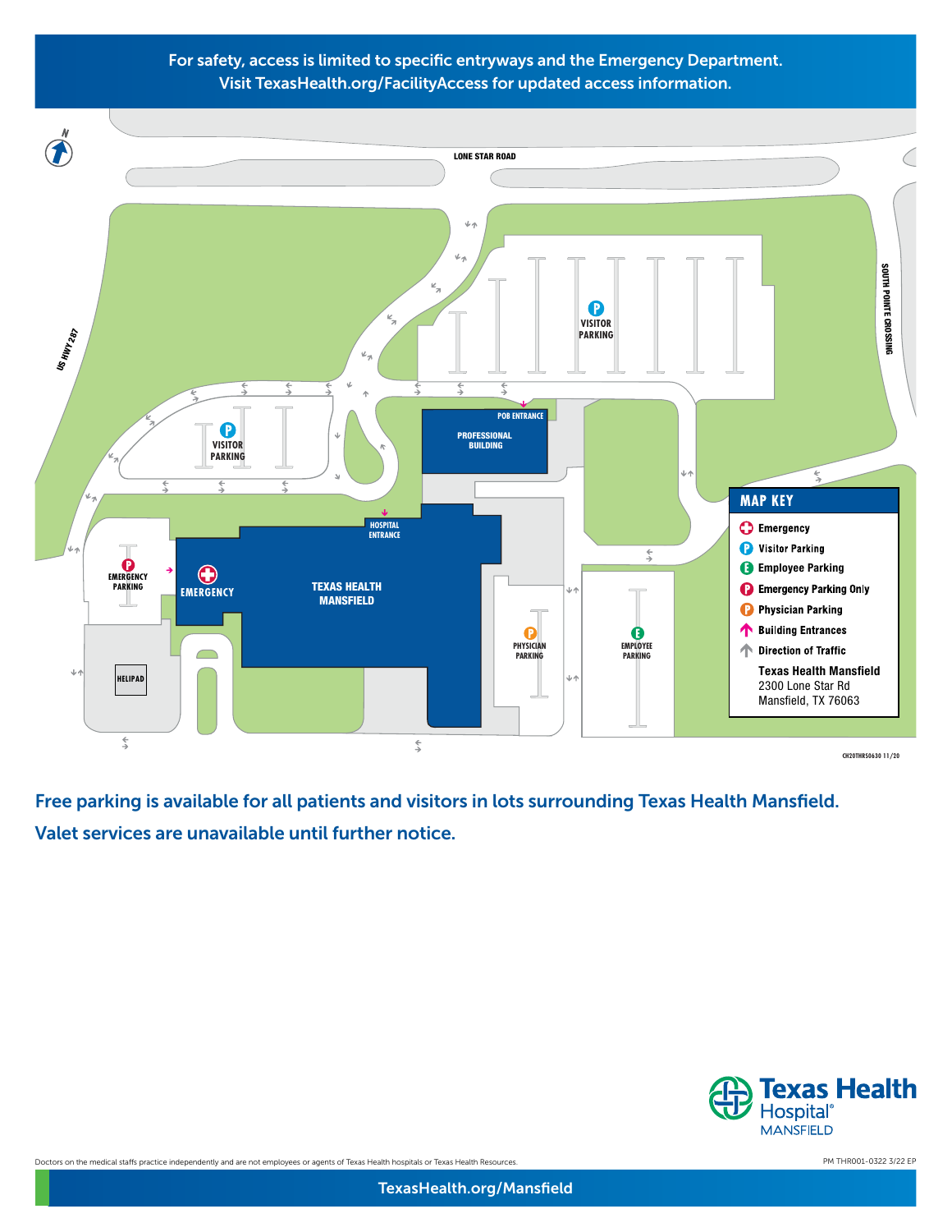For safety, access is limited to specific entryways and the Emergency Department.
Visit TexasHealth.org/FacilityAccess for updated access information.

LONE STAR ROAD

US HWY 287

SOUTH POINTE CROSSING

VISITOR PARKING

VISITOR PARKING

POB ENTRANCE

PROFESSIONAL BUILDING

HOSPITAL ENTRANCE

EMERGENCY PARKING

EMERGENCY

TEXAS HEALTH MANSFIELD

HELIPAD

PHYSICIAN PARKING

EMPLOYEE PARKING

## MAP KEY

- Emergency
- Visitor Parking
- Employee Parking
- Emergency Parking Only
- Physician Parking
- Building Entrances
- Direction of Traffic

**Texas Health Mansfield**
2300 Lone Star Rd
Mansfield, TX 76063

CH20THRS0630 11/20

**Free parking is available for all patients and visitors in lots surrounding Texas Health Mansfield.**

**Valet services are unavailable until further notice.**

Texas Health Hospital® MANSFIELD

Doctors on the medical staffs practice independently and are not employees or agents of Texas Health hospitals or Texas Health Resources.

PM THR001-0322 3/22 EP

TexasHealth.org/Mansfield